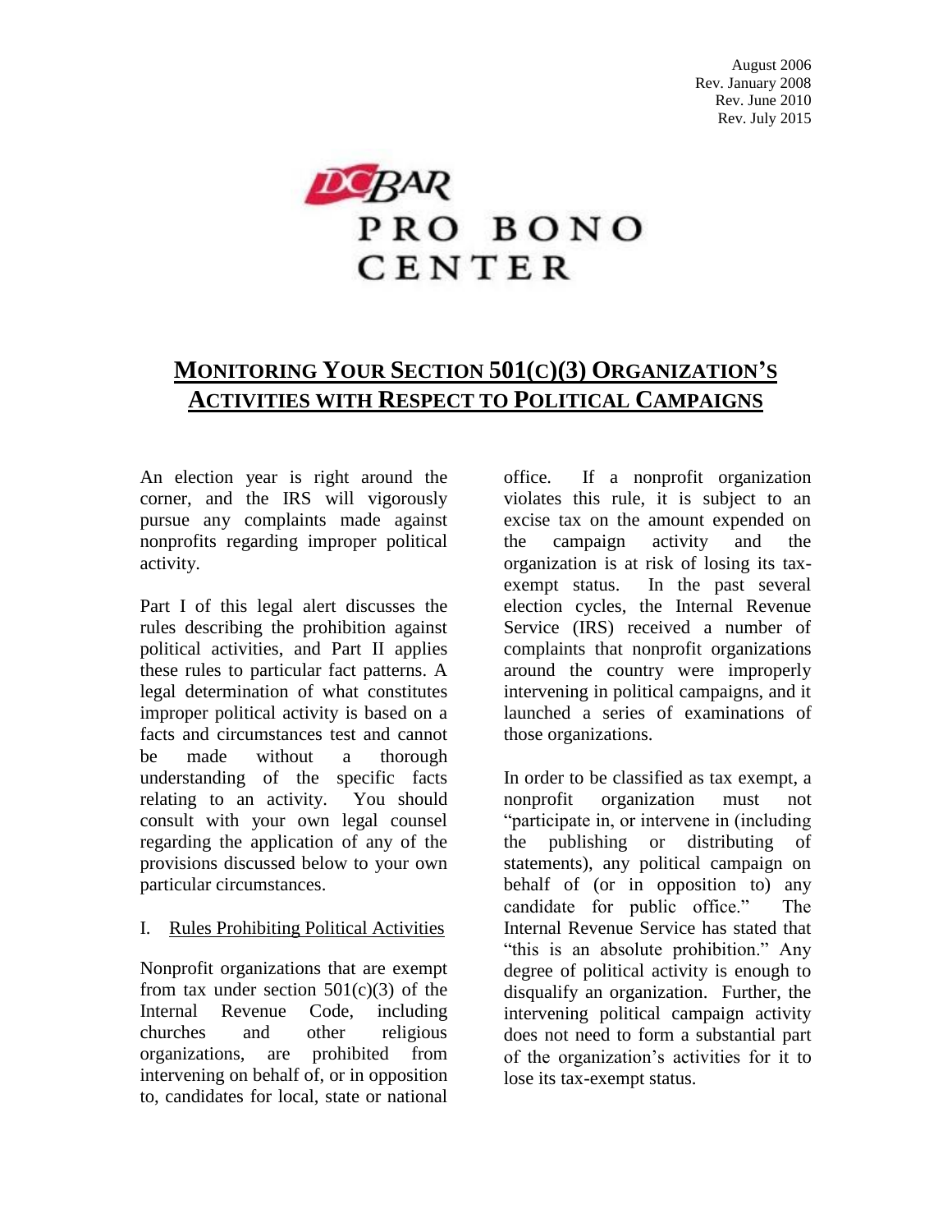August 2006
Rev. January 2008
Rev. June 2010
Rev. July 2015

DC BAR PRO BONO CENTER

# MONITORING YOUR SECTION 501(C)(3) ORGANIZATION'S ACTIVITIES WITH RESPECT TO POLITICAL CAMPAIGNS

An election year is right around the corner, and the IRS will vigorously pursue any complaints made against nonprofits regarding improper political activity.

Part I of this legal alert discusses the rules describing the prohibition against political activities, and Part II applies these rules to particular fact patterns. A legal determination of what constitutes improper political activity is based on a facts and circumstances test and cannot be made without a thorough understanding of the specific facts relating to an activity. You should consult with your own legal counsel regarding the application of any of the provisions discussed below to your own particular circumstances.

## I. Rules Prohibiting Political Activities

Nonprofit organizations that are exempt from tax under section 501(c)(3) of the Internal Revenue Code, including churches and other religious organizations, are prohibited from intervening on behalf of, or in opposition to, candidates for local, state or national office. If a nonprofit organization violates this rule, it is subject to an excise tax on the amount expended on the campaign activity and the organization is at risk of losing its tax-exempt status. In the past several election cycles, the Internal Revenue Service (IRS) received a number of complaints that nonprofit organizations around the country were improperly intervening in political campaigns, and it launched a series of examinations of those organizations.

In order to be classified as tax exempt, a nonprofit organization must not "participate in, or intervene in (including the publishing or distributing of statements), any political campaign on behalf of (or in opposition to) any candidate for public office." The Internal Revenue Service has stated that "this is an absolute prohibition." Any degree of political activity is enough to disqualify an organization. Further, the intervening political campaign activity does not need to form a substantial part of the organization's activities for it to lose its tax-exempt status.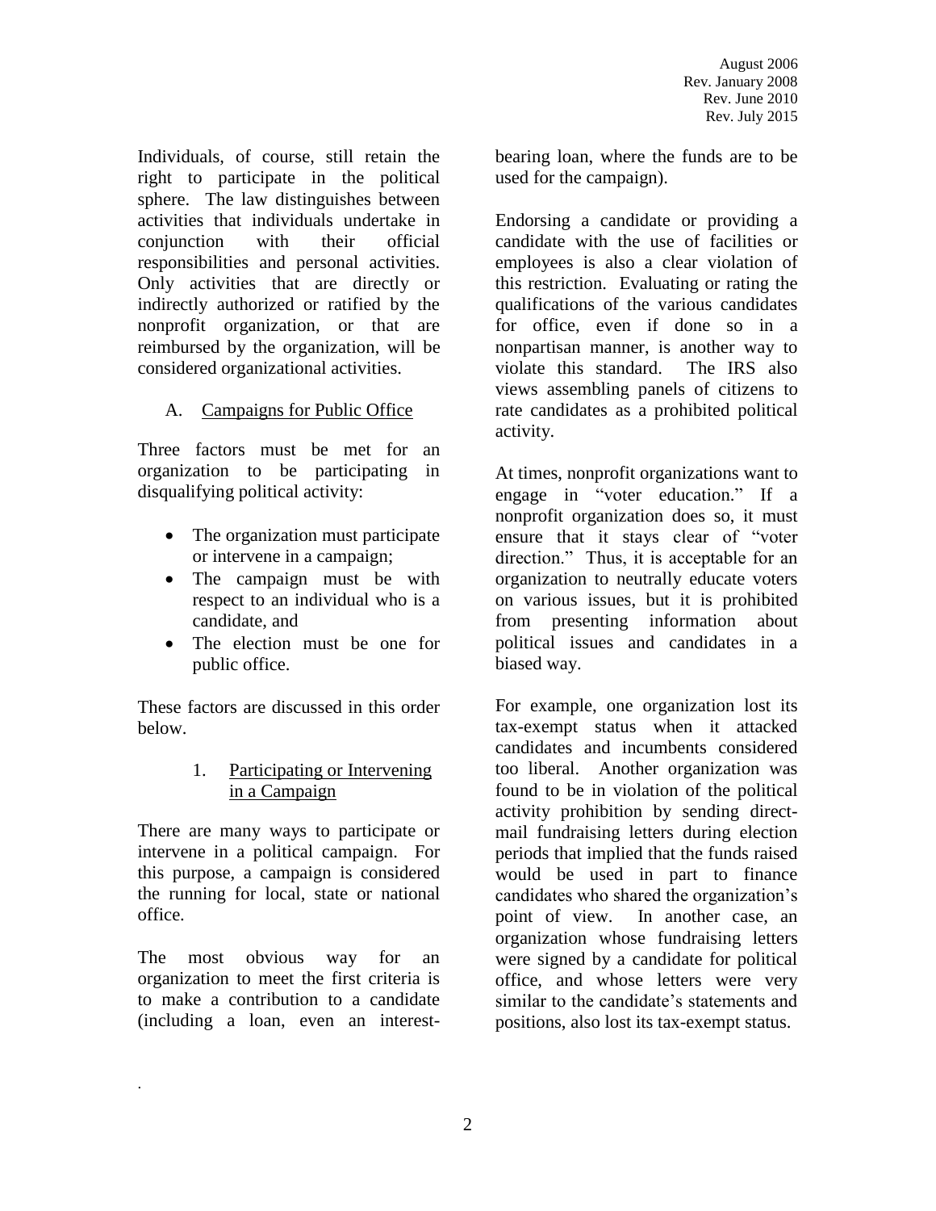Individuals, of course, still retain the right to participate in the political sphere. The law distinguishes between activities that individuals undertake in conjunction with their official responsibilities and personal activities. Only activities that are directly or indirectly authorized or ratified by the nonprofit organization, or that are reimbursed by the organization, will be considered organizational activities.

### A. Campaigns for Public Office

Three factors must be met for an organization to be participating in disqualifying political activity:

- The organization must participate or intervene in a campaign;
- The campaign must be with respect to an individual who is a candidate, and
- The election must be one for public office.

These factors are discussed in this order below.

#### 1. Participating or Intervening in a Campaign

There are many ways to participate or intervene in a political campaign. For this purpose, a campaign is considered the running for local, state or national office.

The most obvious way for an organization to meet the first criteria is to make a contribution to a candidate (including a loan, even an interest-bearing loan, where the funds are to be used for the campaign).

Endorsing a candidate or providing a candidate with the use of facilities or employees is also a clear violation of this restriction. Evaluating or rating the qualifications of the various candidates for office, even if done so in a nonpartisan manner, is another way to violate this standard. The IRS also views assembling panels of citizens to rate candidates as a prohibited political activity.

At times, nonprofit organizations want to engage in "voter education." If a nonprofit organization does so, it must ensure that it stays clear of "voter direction." Thus, it is acceptable for an organization to neutrally educate voters on various issues, but it is prohibited from presenting information about political issues and candidates in a biased way.

For example, one organization lost its tax-exempt status when it attacked candidates and incumbents considered too liberal. Another organization was found to be in violation of the political activity prohibition by sending direct-mail fundraising letters during election periods that implied that the funds raised would be used in part to finance candidates who shared the organization's point of view. In another case, an organization whose fundraising letters were signed by a candidate for political office, and whose letters were very similar to the candidate's statements and positions, also lost its tax-exempt status.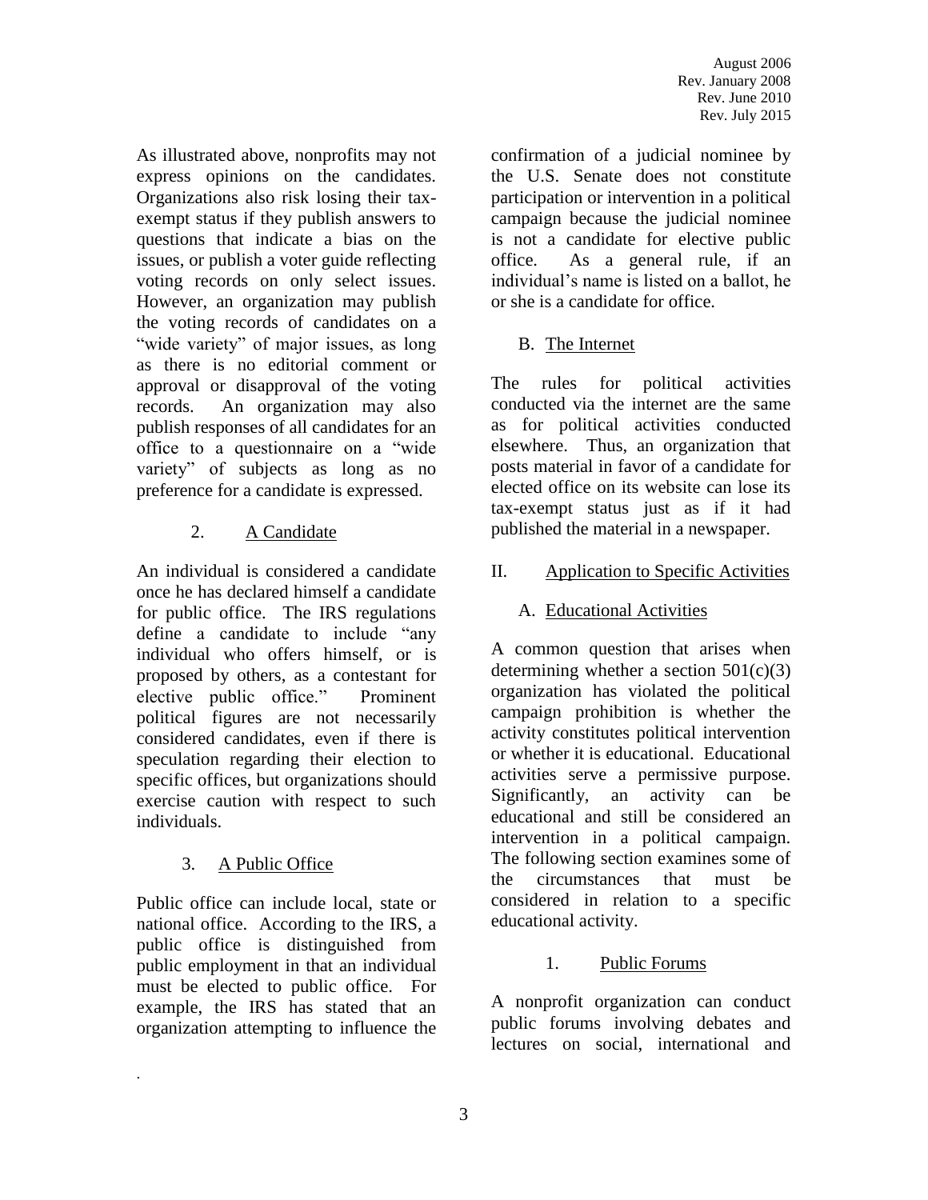August 2006
Rev. January 2008
Rev. June 2010
Rev. July 2015

As illustrated above, nonprofits may not express opinions on the candidates. Organizations also risk losing their tax-exempt status if they publish answers to questions that indicate a bias on the issues, or publish a voter guide reflecting voting records on only select issues. However, an organization may publish the voting records of candidates on a "wide variety" of major issues, as long as there is no editorial comment or approval or disapproval of the voting records. An organization may also publish responses of all candidates for an office to a questionnaire on a "wide variety" of subjects as long as no preference for a candidate is expressed.

2. A Candidate

An individual is considered a candidate once he has declared himself a candidate for public office. The IRS regulations define a candidate to include "any individual who offers himself, or is proposed by others, as a contestant for elective public office." Prominent political figures are not necessarily considered candidates, even if there is speculation regarding their election to specific offices, but organizations should exercise caution with respect to such individuals.

3. A Public Office

Public office can include local, state or national office. According to the IRS, a public office is distinguished from public employment in that an individual must be elected to public office. For example, the IRS has stated that an organization attempting to influence the confirmation of a judicial nominee by the U.S. Senate does not constitute participation or intervention in a political campaign because the judicial nominee is not a candidate for elective public office. As a general rule, if an individual's name is listed on a ballot, he or she is a candidate for office.

B. The Internet

The rules for political activities conducted via the internet are the same as for political activities conducted elsewhere. Thus, an organization that posts material in favor of a candidate for elected office on its website can lose its tax-exempt status just as if it had published the material in a newspaper.

## II. Application to Specific Activities

### A. Educational Activities

A common question that arises when determining whether a section 501(c)(3) organization has violated the political campaign prohibition is whether the activity constitutes political intervention or whether it is educational. Educational activities serve a permissive purpose. Significantly, an activity can be educational and still be considered an intervention in a political campaign. The following section examines some of the circumstances that must be considered in relation to a specific educational activity.

1. Public Forums

A nonprofit organization can conduct public forums involving debates and lectures on social, international and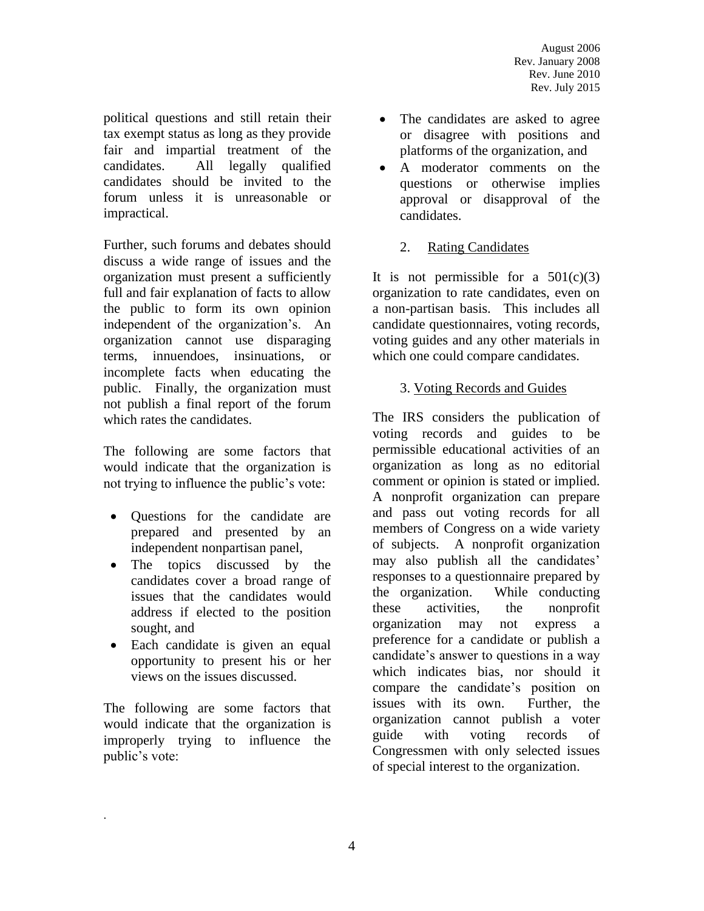political questions and still retain their tax exempt status as long as they provide fair and impartial treatment of the candidates. All legally qualified candidates should be invited to the forum unless it is unreasonable or impractical.

Further, such forums and debates should discuss a wide range of issues and the organization must present a sufficiently full and fair explanation of facts to allow the public to form its own opinion independent of the organization's. An organization cannot use disparaging terms, innuendoes, insinuations, or incomplete facts when educating the public. Finally, the organization must not publish a final report of the forum which rates the candidates.

The following are some factors that would indicate that the organization is not trying to influence the public's vote:

- Questions for the candidate are prepared and presented by an independent nonpartisan panel,
- The topics discussed by the candidates cover a broad range of issues that the candidates would address if elected to the position sought, and
- Each candidate is given an equal opportunity to present his or her views on the issues discussed.

The following are some factors that would indicate that the organization is improperly trying to influence the public's vote:

- The candidates are asked to agree or disagree with positions and platforms of the organization, and
- A moderator comments on the questions or otherwise implies approval or disapproval of the candidates.

2. Rating Candidates

It is not permissible for a 501(c)(3) organization to rate candidates, even on a non-partisan basis. This includes all candidate questionnaires, voting records, voting guides and any other materials in which one could compare candidates.

3. Voting Records and Guides

The IRS considers the publication of voting records and guides to be permissible educational activities of an organization as long as no editorial comment or opinion is stated or implied. A nonprofit organization can prepare and pass out voting records for all members of Congress on a wide variety of subjects. A nonprofit organization may also publish all the candidates' responses to a questionnaire prepared by the organization. While conducting these activities, the nonprofit organization may not express a preference for a candidate or publish a candidate's answer to questions in a way which indicates bias, nor should it compare the candidate's position on issues with its own. Further, the organization cannot publish a voter guide with voting records of Congressmen with only selected issues of special interest to the organization.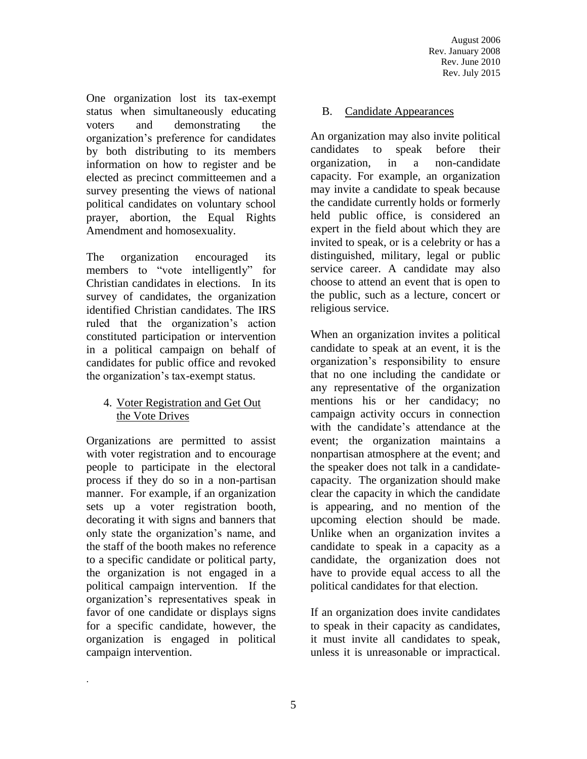One organization lost its tax-exempt status when simultaneously educating voters and demonstrating the organization's preference for candidates by both distributing to its members information on how to register and be elected as precinct committeemen and a survey presenting the views of national political candidates on voluntary school prayer, abortion, the Equal Rights Amendment and homosexuality.

The organization encouraged its members to "vote intelligently" for Christian candidates in elections. In its survey of candidates, the organization identified Christian candidates. The IRS ruled that the organization's action constituted participation or intervention in a political campaign on behalf of candidates for public office and revoked the organization's tax-exempt status.

4. Voter Registration and Get Out the Vote Drives

Organizations are permitted to assist with voter registration and to encourage people to participate in the electoral process if they do so in a non-partisan manner. For example, if an organization sets up a voter registration booth, decorating it with signs and banners that only state the organization's name, and the staff of the booth makes no reference to a specific candidate or political party, the organization is not engaged in a political campaign intervention. If the organization's representatives speak in favor of one candidate or displays signs for a specific candidate, however, the organization is engaged in political campaign intervention.

B. Candidate Appearances

An organization may also invite political candidates to speak before their organization, in a non-candidate capacity. For example, an organization may invite a candidate to speak because the candidate currently holds or formerly held public office, is considered an expert in the field about which they are invited to speak, or is a celebrity or has a distinguished, military, legal or public service career. A candidate may also choose to attend an event that is open to the public, such as a lecture, concert or religious service.

When an organization invites a political candidate to speak at an event, it is the organization's responsibility to ensure that no one including the candidate or any representative of the organization mentions his or her candidacy; no campaign activity occurs in connection with the candidate's attendance at the event; the organization maintains a nonpartisan atmosphere at the event; and the speaker does not talk in a candidate-capacity. The organization should make clear the capacity in which the candidate is appearing, and no mention of the upcoming election should be made. Unlike when an organization invites a candidate to speak in a capacity as a candidate, the organization does not have to provide equal access to all the political candidates for that election.

If an organization does invite candidates to speak in their capacity as candidates, it must invite all candidates to speak, unless it is unreasonable or impractical.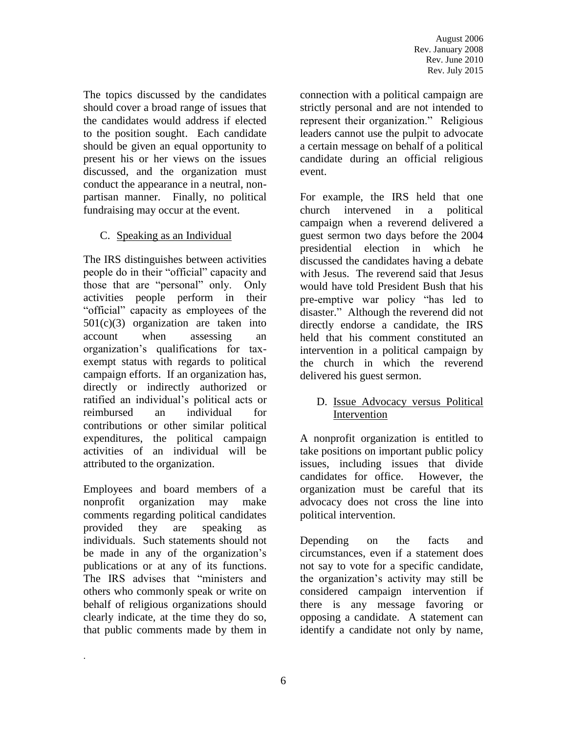The topics discussed by the candidates should cover a broad range of issues that the candidates would address if elected to the position sought. Each candidate should be given an equal opportunity to present his or her views on the issues discussed, and the organization must conduct the appearance in a neutral, non-partisan manner. Finally, no political fundraising may occur at the event.

### C. Speaking as an Individual

The IRS distinguishes between activities people do in their "official" capacity and those that are "personal" only. Only activities people perform in their "official" capacity as employees of the 501(c)(3) organization are taken into account when assessing an organization's qualifications for tax-exempt status with regards to political campaign efforts. If an organization has, directly or indirectly authorized or ratified an individual's political acts or reimbursed an individual for contributions or other similar political expenditures, the political campaign activities of an individual will be attributed to the organization.

Employees and board members of a nonprofit organization may make comments regarding political candidates provided they are speaking as individuals. Such statements should not be made in any of the organization's publications or at any of its functions. The IRS advises that "ministers and others who commonly speak or write on behalf of religious organizations should clearly indicate, at the time they do so, that public comments made by them in connection with a political campaign are strictly personal and are not intended to represent their organization." Religious leaders cannot use the pulpit to advocate a certain message on behalf of a political candidate during an official religious event.

For example, the IRS held that one church intervened in a political campaign when a reverend delivered a guest sermon two days before the 2004 presidential election in which he discussed the candidates having a debate with Jesus. The reverend said that Jesus would have told President Bush that his pre-emptive war policy "has led to disaster." Although the reverend did not directly endorse a candidate, the IRS held that his comment constituted an intervention in a political campaign by the church in which the reverend delivered his guest sermon.

### D. Issue Advocacy versus Political Intervention

A nonprofit organization is entitled to take positions on important public policy issues, including issues that divide candidates for office. However, the organization must be careful that its advocacy does not cross the line into political intervention.

Depending on the facts and circumstances, even if a statement does not say to vote for a specific candidate, the organization's activity may still be considered campaign intervention if there is any message favoring or opposing a candidate. A statement can identify a candidate not only by name,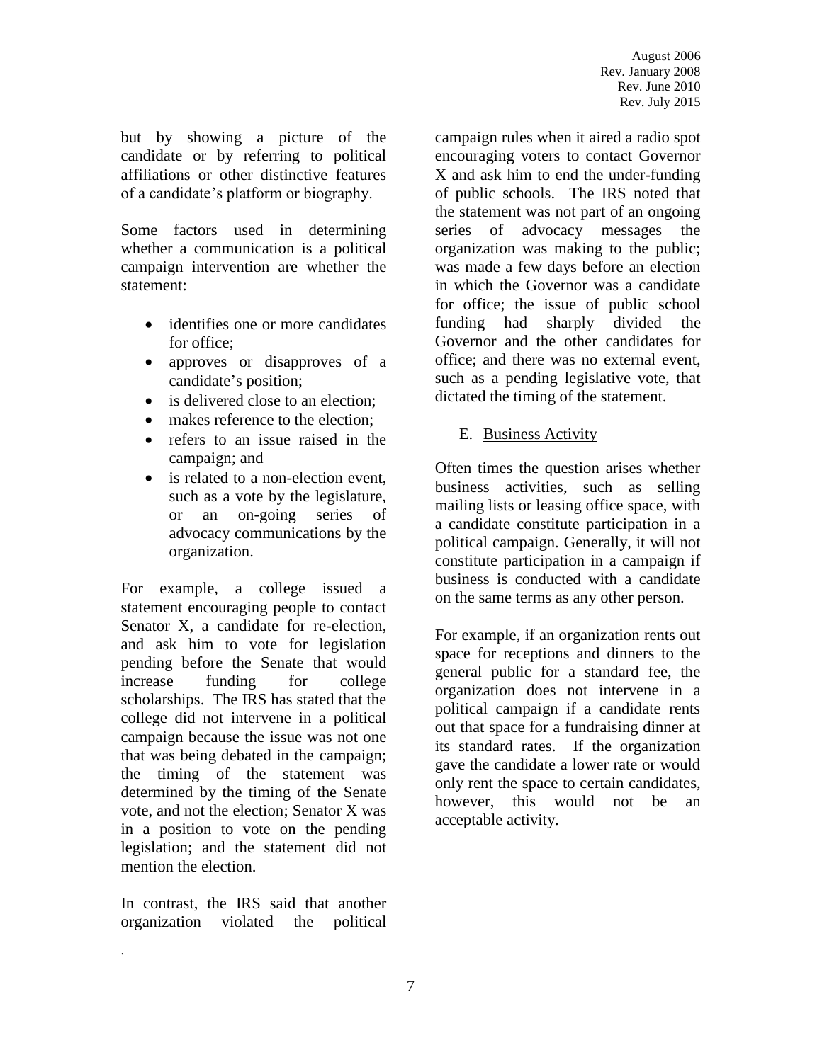but by showing a picture of the candidate or by referring to political affiliations or other distinctive features of a candidate's platform or biography.

Some factors used in determining whether a communication is a political campaign intervention are whether the statement:

- identifies one or more candidates for office;
- approves or disapproves of a candidate's position;
- is delivered close to an election;
- makes reference to the election;
- refers to an issue raised in the campaign; and
- is related to a non-election event, such as a vote by the legislature, or an on-going series of advocacy communications by the organization.

For example, a college issued a statement encouraging people to contact Senator X, a candidate for re-election, and ask him to vote for legislation pending before the Senate that would increase funding for college scholarships. The IRS has stated that the college did not intervene in a political campaign because the issue was not one that was being debated in the campaign; the timing of the statement was determined by the timing of the Senate vote, and not the election; Senator X was in a position to vote on the pending legislation; and the statement did not mention the election.

In contrast, the IRS said that another organization violated the political campaign rules when it aired a radio spot encouraging voters to contact Governor X and ask him to end the under-funding of public schools. The IRS noted that the statement was not part of an ongoing series of advocacy messages the organization was making to the public; was made a few days before an election in which the Governor was a candidate for office; the issue of public school funding had sharply divided the Governor and the other candidates for office; and there was no external event, such as a pending legislative vote, that dictated the timing of the statement.

E. Business Activity

Often times the question arises whether business activities, such as selling mailing lists or leasing office space, with a candidate constitute participation in a political campaign. Generally, it will not constitute participation in a campaign if business is conducted with a candidate on the same terms as any other person.

For example, if an organization rents out space for receptions and dinners to the general public for a standard fee, the organization does not intervene in a political campaign if a candidate rents out that space for a fundraising dinner at its standard rates. If the organization gave the candidate a lower rate or would only rent the space to certain candidates, however, this would not be an acceptable activity.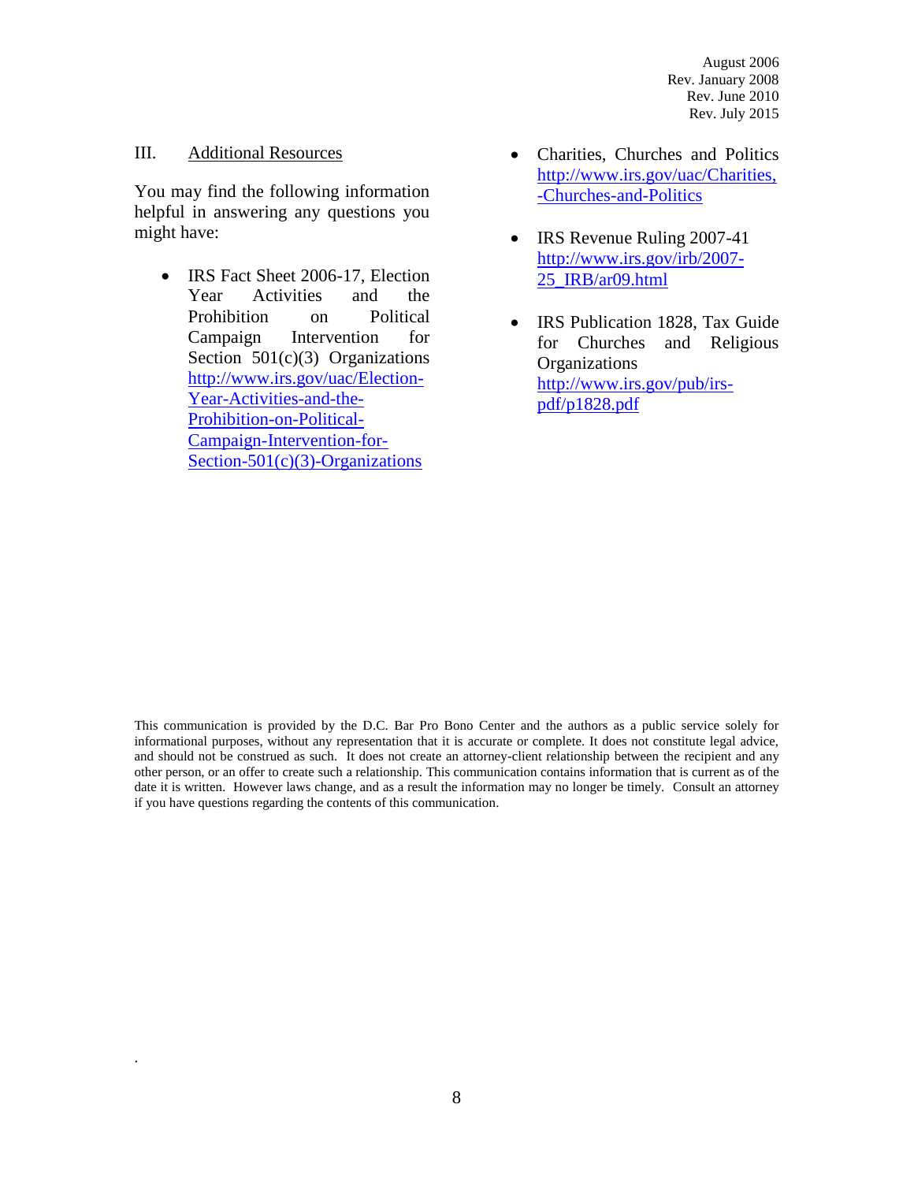August 2006
Rev. January 2008
Rev. June 2010
Rev. July 2015

## III. Additional Resources

You may find the following information helpful in answering any questions you might have:

- IRS Fact Sheet 2006-17, Election Year Activities and the Prohibition on Political Campaign Intervention for Section 501(c)(3) Organizations http://www.irs.gov/uac/Election-Year-Activities-and-the-Prohibition-on-Political-Campaign-Intervention-for-Section-501(c)(3)-Organizations
- Charities, Churches and Politics http://www.irs.gov/uac/Charities,-Churches-and-Politics
- IRS Revenue Ruling 2007-41 http://www.irs.gov/irb/2007-25_IRB/ar09.html
- IRS Publication 1828, Tax Guide for Churches and Religious Organizations http://www.irs.gov/pub/irs-pdf/p1828.pdf

This communication is provided by the D.C. Bar Pro Bono Center and the authors as a public service solely for informational purposes, without any representation that it is accurate or complete. It does not constitute legal advice, and should not be construed as such. It does not create an attorney-client relationship between the recipient and any other person, or an offer to create such a relationship. This communication contains information that is current as of the date it is written. However laws change, and as a result the information may no longer be timely. Consult an attorney if you have questions regarding the contents of this communication.